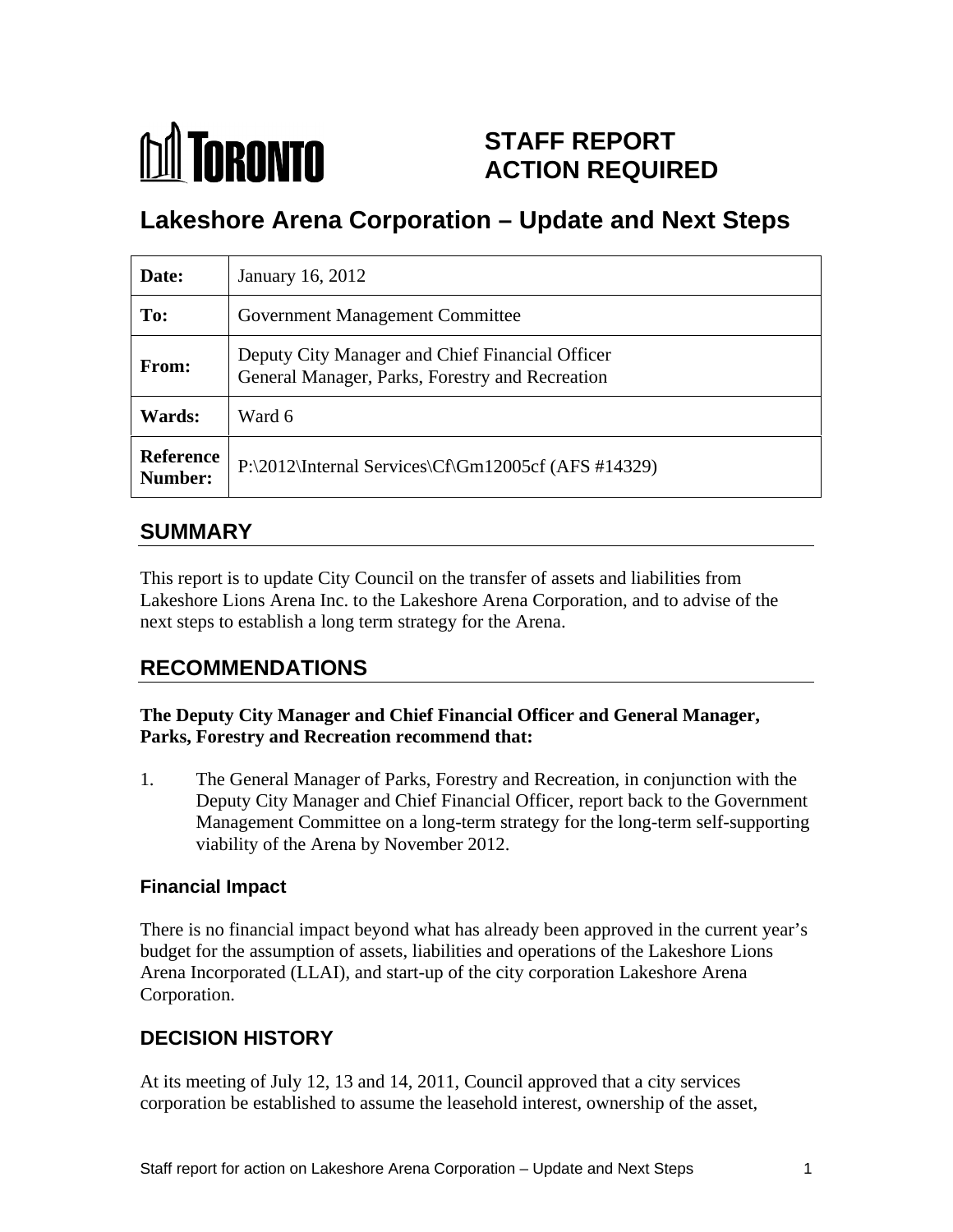TORONTO

# STAFF REPORT ACTION REQUIRED

# Lakeshore Arena Corporation – Update and Next Steps

| | |
|---|---|
| **Date:** | January 16, 2012 |
| **To:** | Government Management Committee |
| **From:** | Deputy City Manager and Chief Financial Officer<br>General Manager, Parks, Forestry and Recreation |
| **Wards:** | Ward 6 |
| **Reference Number:** | P:\2012\Internal Services\Cf\Gm12005cf (AFS #14329) |

## SUMMARY

This report is to update City Council on the transfer of assets and liabilities from Lakeshore Lions Arena Inc. to the Lakeshore Arena Corporation, and to advise of the next steps to establish a long term strategy for the Arena.

## RECOMMENDATIONS

**The Deputy City Manager and Chief Financial Officer and General Manager, Parks, Forestry and Recreation recommend that:**

1. The General Manager of Parks, Forestry and Recreation, in conjunction with the Deputy City Manager and Chief Financial Officer, report back to the Government Management Committee on a long-term strategy for the long-term self-supporting viability of the Arena by November 2012.

### Financial Impact

There is no financial impact beyond what has already been approved in the current year's budget for the assumption of assets, liabilities and operations of the Lakeshore Lions Arena Incorporated (LLAI), and start-up of the city corporation Lakeshore Arena Corporation.

## DECISION HISTORY

At its meeting of July 12, 13 and 14, 2011, Council approved that a city services corporation be established to assume the leasehold interest, ownership of the asset,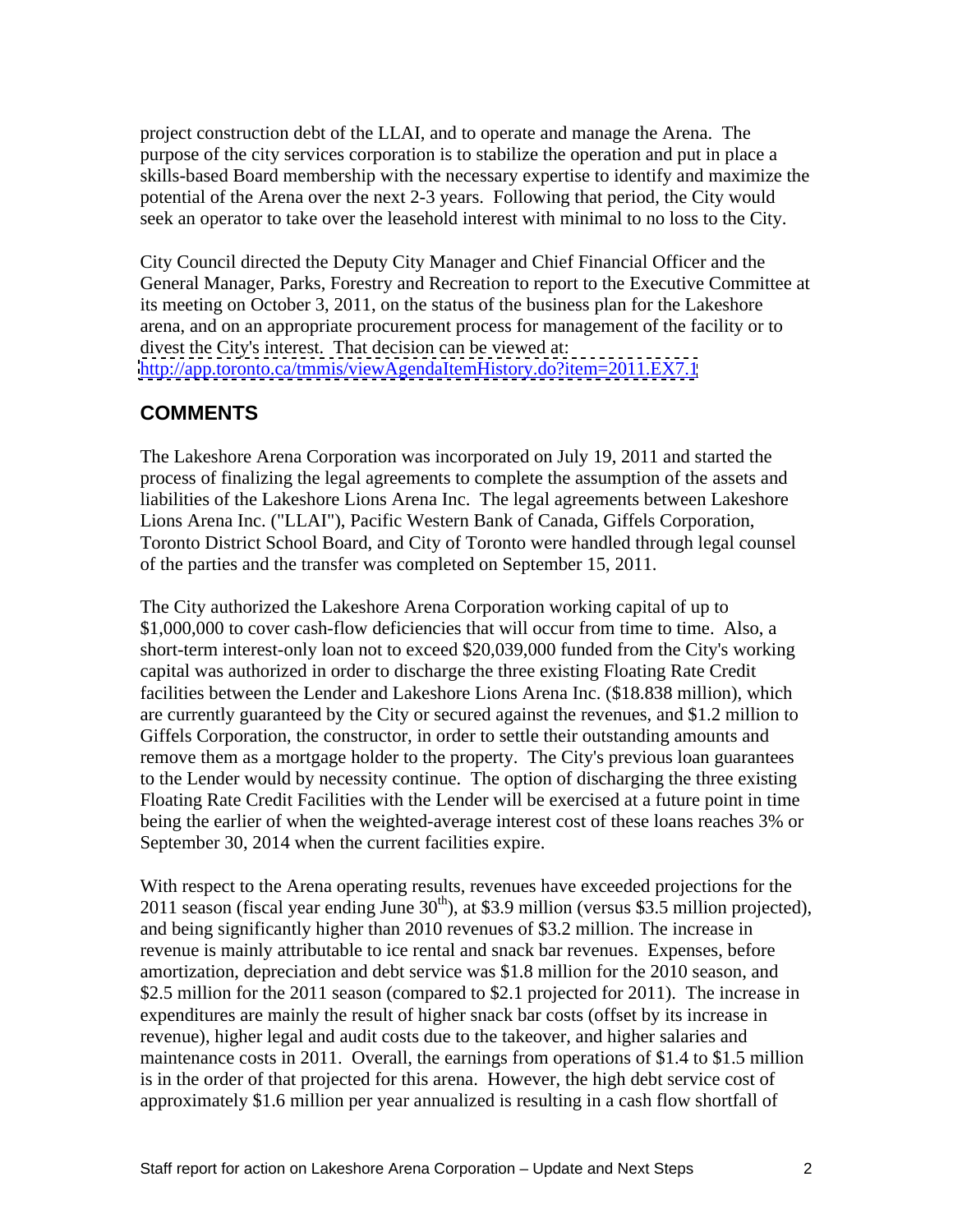project construction debt of the LLAI, and to operate and manage the Arena. The purpose of the city services corporation is to stabilize the operation and put in place a skills-based Board membership with the necessary expertise to identify and maximize the potential of the Arena over the next 2-3 years. Following that period, the City would seek an operator to take over the leasehold interest with minimal to no loss to the City.

City Council directed the Deputy City Manager and Chief Financial Officer and the General Manager, Parks, Forestry and Recreation to report to the Executive Committee at its meeting on October 3, 2011, on the status of the business plan for the Lakeshore arena, and on an appropriate procurement process for management of the facility or to divest the City's interest. That decision can be viewed at: http://app.toronto.ca/tmmis/viewAgendaItemHistory.do?item=2011.EX7.1

## COMMENTS

The Lakeshore Arena Corporation was incorporated on July 19, 2011 and started the process of finalizing the legal agreements to complete the assumption of the assets and liabilities of the Lakeshore Lions Arena Inc. The legal agreements between Lakeshore Lions Arena Inc. ("LLAI"), Pacific Western Bank of Canada, Giffels Corporation, Toronto District School Board, and City of Toronto were handled through legal counsel of the parties and the transfer was completed on September 15, 2011.

The City authorized the Lakeshore Arena Corporation working capital of up to $1,000,000 to cover cash-flow deficiencies that will occur from time to time. Also, a short-term interest-only loan not to exceed $20,039,000 funded from the City's working capital was authorized in order to discharge the three existing Floating Rate Credit facilities between the Lender and Lakeshore Lions Arena Inc. ($18.838 million), which are currently guaranteed by the City or secured against the revenues, and $1.2 million to Giffels Corporation, the constructor, in order to settle their outstanding amounts and remove them as a mortgage holder to the property. The City's previous loan guarantees to the Lender would by necessity continue. The option of discharging the three existing Floating Rate Credit Facilities with the Lender will be exercised at a future point in time being the earlier of when the weighted-average interest cost of these loans reaches 3% or September 30, 2014 when the current facilities expire.

With respect to the Arena operating results, revenues have exceeded projections for the 2011 season (fiscal year ending June 30th), at $3.9 million (versus $3.5 million projected), and being significantly higher than 2010 revenues of $3.2 million. The increase in revenue is mainly attributable to ice rental and snack bar revenues. Expenses, before amortization, depreciation and debt service was $1.8 million for the 2010 season, and $2.5 million for the 2011 season (compared to $2.1 projected for 2011). The increase in expenditures are mainly the result of higher snack bar costs (offset by its increase in revenue), higher legal and audit costs due to the takeover, and higher salaries and maintenance costs in 2011. Overall, the earnings from operations of $1.4 to $1.5 million is in the order of that projected for this arena. However, the high debt service cost of approximately $1.6 million per year annualized is resulting in a cash flow shortfall of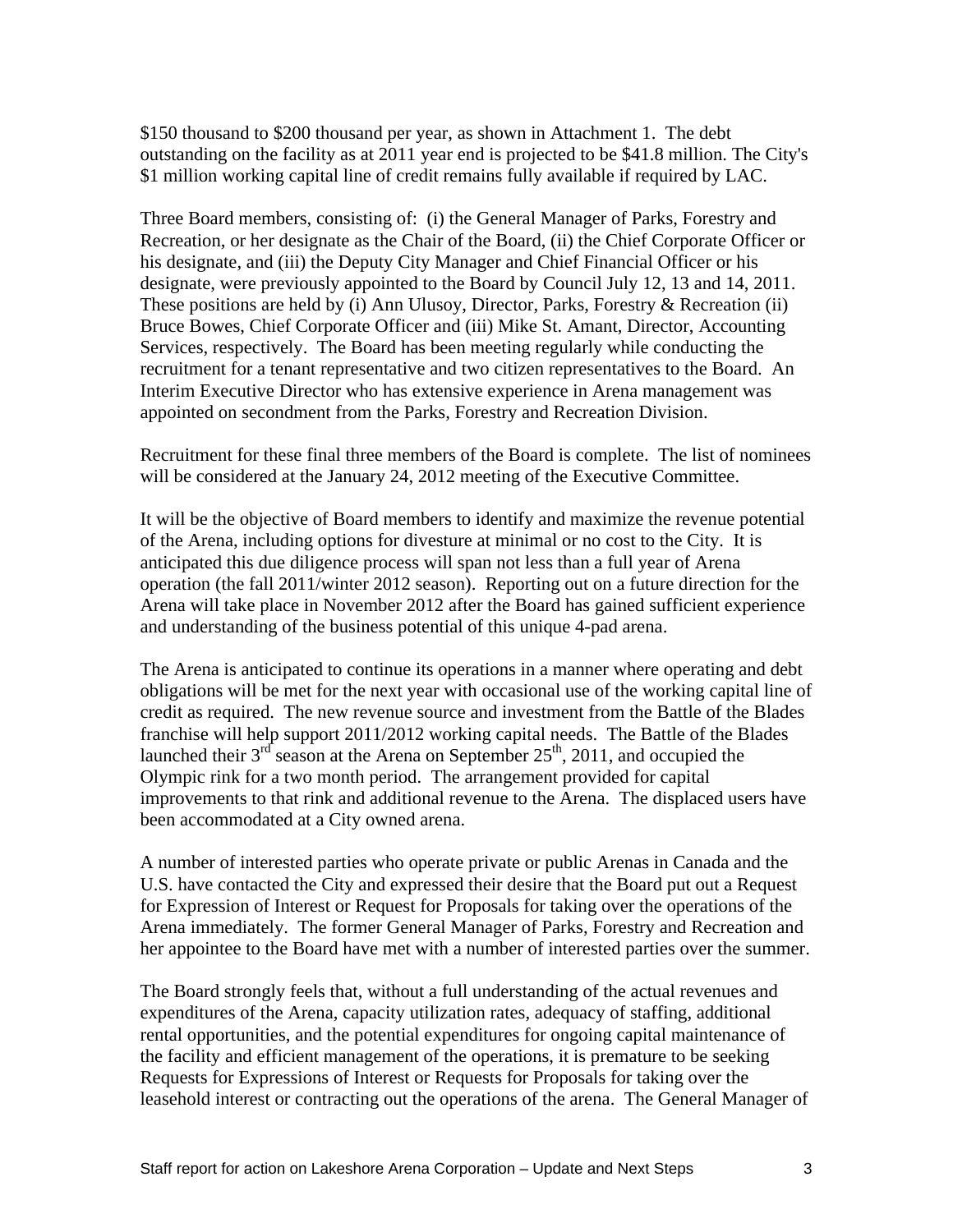$150 thousand to $200 thousand per year, as shown in Attachment 1. The debt outstanding on the facility as at 2011 year end is projected to be $41.8 million. The City's $1 million working capital line of credit remains fully available if required by LAC.

Three Board members, consisting of: (i) the General Manager of Parks, Forestry and Recreation, or her designate as the Chair of the Board, (ii) the Chief Corporate Officer or his designate, and (iii) the Deputy City Manager and Chief Financial Officer or his designate, were previously appointed to the Board by Council July 12, 13 and 14, 2011. These positions are held by (i) Ann Ulusoy, Director, Parks, Forestry & Recreation (ii) Bruce Bowes, Chief Corporate Officer and (iii) Mike St. Amant, Director, Accounting Services, respectively. The Board has been meeting regularly while conducting the recruitment for a tenant representative and two citizen representatives to the Board. An Interim Executive Director who has extensive experience in Arena management was appointed on secondment from the Parks, Forestry and Recreation Division.

Recruitment for these final three members of the Board is complete. The list of nominees will be considered at the January 24, 2012 meeting of the Executive Committee.

It will be the objective of Board members to identify and maximize the revenue potential of the Arena, including options for divesture at minimal or no cost to the City. It is anticipated this due diligence process will span not less than a full year of Arena operation (the fall 2011/winter 2012 season). Reporting out on a future direction for the Arena will take place in November 2012 after the Board has gained sufficient experience and understanding of the business potential of this unique 4-pad arena.

The Arena is anticipated to continue its operations in a manner where operating and debt obligations will be met for the next year with occasional use of the working capital line of credit as required. The new revenue source and investment from the Battle of the Blades franchise will help support 2011/2012 working capital needs. The Battle of the Blades launched their 3rd season at the Arena on September 25th, 2011, and occupied the Olympic rink for a two month period. The arrangement provided for capital improvements to that rink and additional revenue to the Arena. The displaced users have been accommodated at a City owned arena.

A number of interested parties who operate private or public Arenas in Canada and the U.S. have contacted the City and expressed their desire that the Board put out a Request for Expression of Interest or Request for Proposals for taking over the operations of the Arena immediately. The former General Manager of Parks, Forestry and Recreation and her appointee to the Board have met with a number of interested parties over the summer.

The Board strongly feels that, without a full understanding of the actual revenues and expenditures of the Arena, capacity utilization rates, adequacy of staffing, additional rental opportunities, and the potential expenditures for ongoing capital maintenance of the facility and efficient management of the operations, it is premature to be seeking Requests for Expressions of Interest or Requests for Proposals for taking over the leasehold interest or contracting out the operations of the arena. The General Manager of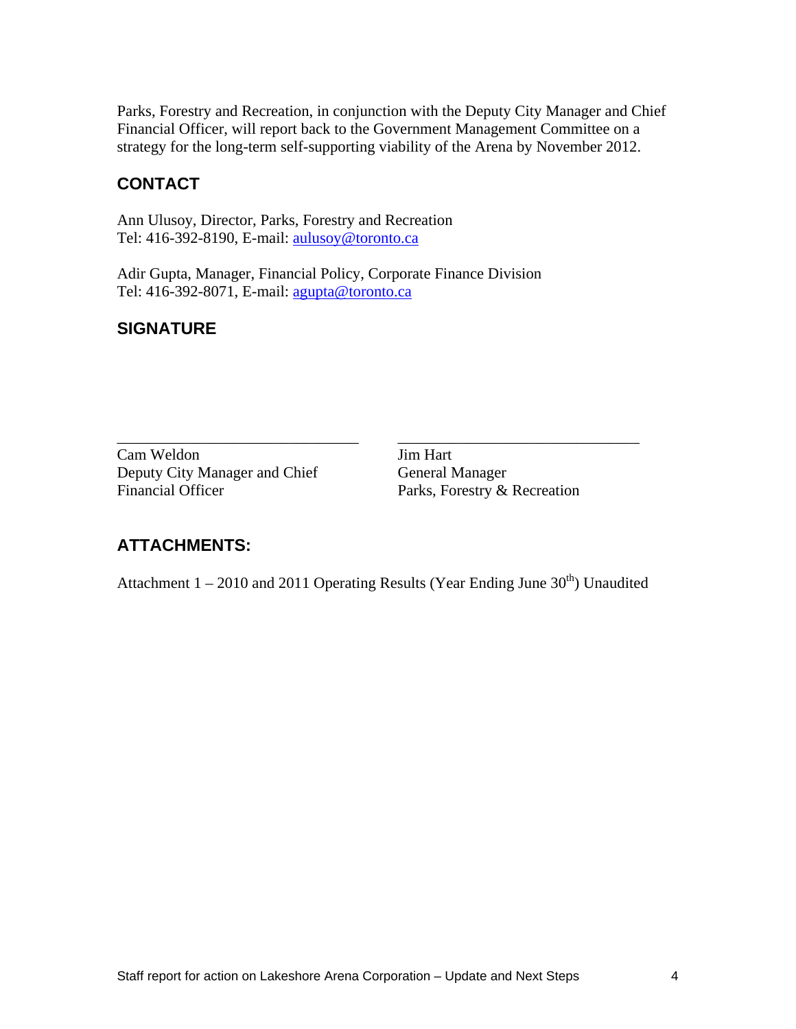Parks, Forestry and Recreation, in conjunction with the Deputy City Manager and Chief Financial Officer, will report back to the Government Management Committee on a strategy for the long-term self-supporting viability of the Arena by November 2012.

## CONTACT

Ann Ulusoy, Director, Parks, Forestry and Recreation
Tel: 416-392-8190, E-mail: aulusoy@toronto.ca

Adir Gupta, Manager, Financial Policy, Corporate Finance Division
Tel: 416-392-8071, E-mail: agupta@toronto.ca

## SIGNATURE

_______________________________

Cam Weldon
Deputy City Manager and Chief Financial Officer

_______________________________

Jim Hart
General Manager
Parks, Forestry & Recreation

## ATTACHMENTS:

Attachment 1 – 2010 and 2011 Operating Results (Year Ending June 30th) Unaudited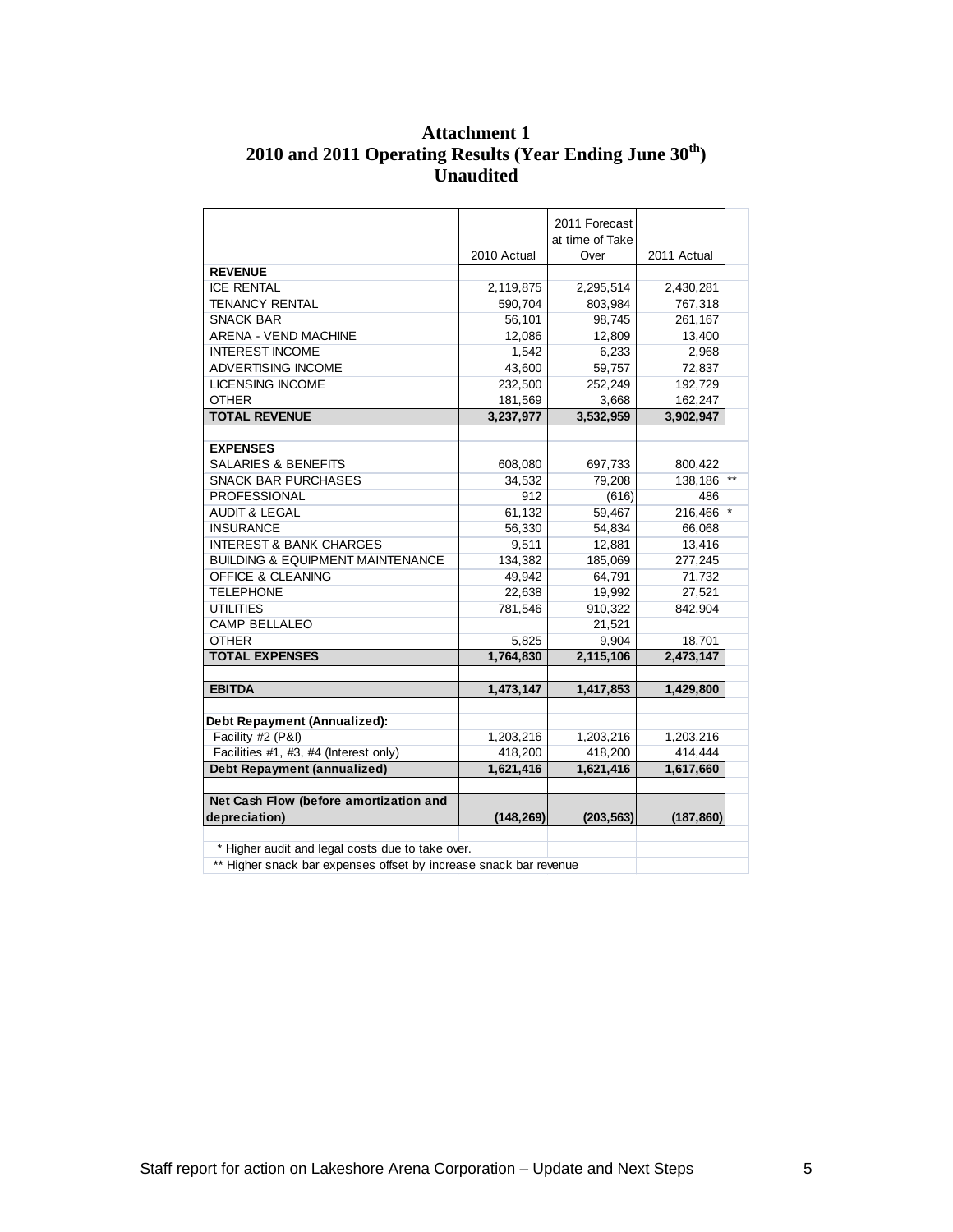**Attachment 1**
**2010 and 2011 Operating Results (Year Ending June 30th)**
**Unaudited**

| | 2010 Actual | 2011 Forecast at time of Take Over | 2011 Actual | |
|---|---|---|---|---|
| **REVENUE** | | | | |
| ICE RENTAL | 2,119,875 | 2,295,514 | 2,430,281 | |
| TENANCY RENTAL | 590,704 | 803,984 | 767,318 | |
| SNACK BAR | 56,101 | 98,745 | 261,167 | |
| ARENA - VEND MACHINE | 12,086 | 12,809 | 13,400 | |
| INTEREST INCOME | 1,542 | 6,233 | 2,968 | |
| ADVERTISING INCOME | 43,600 | 59,757 | 72,837 | |
| LICENSING INCOME | 232,500 | 252,249 | 192,729 | |
| OTHER | 181,569 | 3,668 | 162,247 | |
| **TOTAL REVENUE** | **3,237,977** | **3,532,959** | **3,902,947** | |
| | | | | |
| **EXPENSES** | | | | |
| SALARIES & BENEFITS | 608,080 | 697,733 | 800,422 | |
| SNACK BAR PURCHASES | 34,532 | 79,208 | 138,186 | ** |
| PROFESSIONAL | 912 | (616) | 486 | |
| AUDIT & LEGAL | 61,132 | 59,467 | 216,466 | * |
| INSURANCE | 56,330 | 54,834 | 66,068 | |
| INTEREST & BANK CHARGES | 9,511 | 12,881 | 13,416 | |
| BUILDING & EQUIPMENT MAINTENANCE | 134,382 | 185,069 | 277,245 | |
| OFFICE & CLEANING | 49,942 | 64,791 | 71,732 | |
| TELEPHONE | 22,638 | 19,992 | 27,521 | |
| UTILITIES | 781,546 | 910,322 | 842,904 | |
| CAMP BELLALEO | | 21,521 | | |
| OTHER | 5,825 | 9,904 | 18,701 | |
| **TOTAL EXPENSES** | **1,764,830** | **2,115,106** | **2,473,147** | |
| | | | | |
| **EBITDA** | **1,473,147** | **1,417,853** | **1,429,800** | |
| | | | | |
| **Debt Repayment (Annualized):** | | | | |
| Facility #2 (P&I) | 1,203,216 | 1,203,216 | 1,203,216 | |
| Facilities #1, #3, #4 (Interest only) | 418,200 | 418,200 | 414,444 | |
| **Debt Repayment (annualized)** | **1,621,416** | **1,621,416** | **1,617,660** | |
| | | | | |
| **Net Cash Flow (before amortization and depreciation)** | **(148,269)** | **(203,563)** | **(187,860)** | |

\* Higher audit and legal costs due to take over.

** Higher snack bar expenses offset by increase snack bar revenue